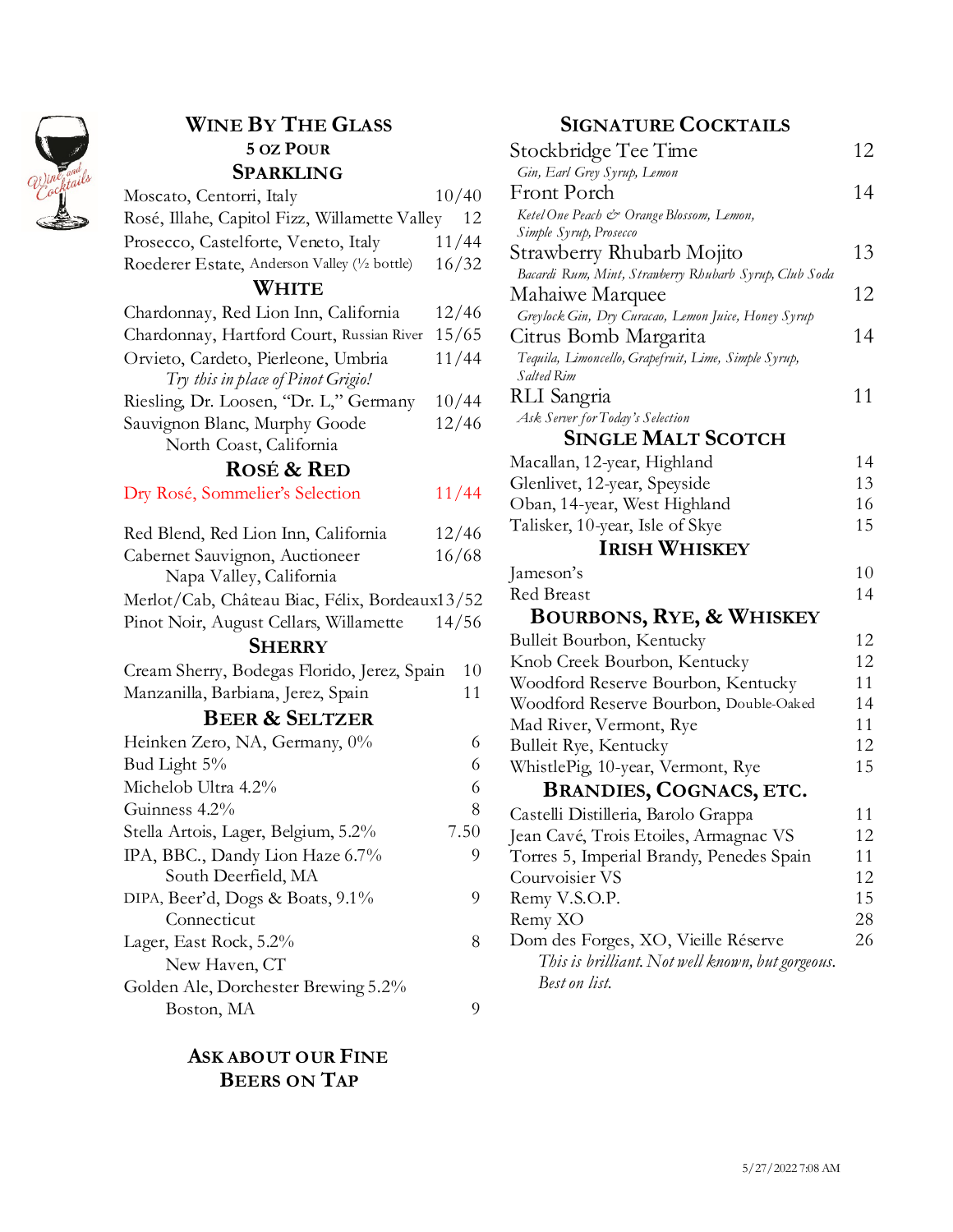## Wine By The Glass

### 5 oz Pour

### Sparkling

| | |
|---|---|
| Moscato, Centorri, Italy | 10/40 |
| Rosé, Illahe, Capitol Fizz, Willamette Valley | 12 |
| Prosecco, Castelforte, Veneto, Italy | 11/44 |
| Roederer Estate, Anderson Valley (½ bottle) | 16/32 |

### White

| | |
|---|---|
| Chardonnay, Red Lion Inn, California | 12/46 |
| Chardonnay, Hartford Court, Russian River | 15/65 |
| Orvieto, Cardeto, Pierleone, Umbria *Try this in place of Pinot Grigio!* | 11/44 |
| Riesling, Dr. Loosen, "Dr. L," Germany | 10/44 |
| Sauvignon Blanc, Murphy Goode North Coast, California | 12/46 |

### Rosé & Red

| | |
|---|---|
| Dry Rosé, Sommelier's Selection | 11/44 |
| Red Blend, Red Lion Inn, California | 12/46 |
| Cabernet Sauvignon, Auctioneer Napa Valley, California | 16/68 |
| Merlot/Cab, Château Biac, Félix, Bordeaux | 13/52 |
| Pinot Noir, August Cellars, Willamette | 14/56 |

### Sherry

| | |
|---|---|
| Cream Sherry, Bodegas Florido, Jerez, Spain | 10 |
| Manzanilla, Barbiana, Jerez, Spain | 11 |

### Beer & Seltzer

| | |
|---|---|
| Heinken Zero, NA, Germany, 0% | 6 |
| Bud Light 5% | 6 |
| Michelob Ultra 4.2% | 6 |
| Guinness 4.2% | 8 |
| Stella Artois, Lager, Belgium, 5.2% | 7.50 |
| IPA, BBC., Dandy Lion Haze 6.7% South Deerfield, MA | 9 |
| DIPA, Beer'd, Dogs & Boats, 9.1% Connecticut | 9 |
| Lager, East Rock, 5.2% New Haven, CT | 8 |
| Golden Ale, Dorchester Brewing 5.2% Boston, MA | 9 |

### Ask about our Fine Beers on Tap

## Signature Cocktails

| | |
|---|---|
| Stockbridge Tee Time *Gin, Earl Grey Syrup, Lemon* | 12 |
| Front Porch *Ketel One Peach & Orange Blossom, Lemon, Simple Syrup, Prosecco* | 14 |
| Strawberry Rhubarb Mojito *Bacardi Rum, Mint, Strawberry Rhubarb Syrup, Club Soda* | 13 |
| Mahaiwe Marquee *Greylock Gin, Dry Curacao, Lemon Juice, Honey Syrup* | 12 |
| Citrus Bomb Margarita *Tequila, Limoncello, Grapefruit, Lime, Simple Syrup, Salted Rim* | 14 |
| RLI Sangria *Ask Server for Today's Selection* | 11 |

### Single Malt Scotch

| | |
|---|---|
| Macallan, 12-year, Highland | 14 |
| Glenlivet, 12-year, Speyside | 13 |
| Oban, 14-year, West Highland | 16 |
| Talisker, 10-year, Isle of Skye | 15 |

### Irish Whiskey

| | |
|---|---|
| Jameson's | 10 |
| Red Breast | 14 |

### Bourbons, Rye, & Whiskey

| | |
|---|---|
| Bulleit Bourbon, Kentucky | 12 |
| Knob Creek Bourbon, Kentucky | 12 |
| Woodford Reserve Bourbon, Kentucky | 11 |
| Woodford Reserve Bourbon, Double-Oaked | 14 |
| Mad River, Vermont, Rye | 11 |
| Bulleit Rye, Kentucky | 12 |
| WhistlePig, 10-year, Vermont, Rye | 15 |

### Brandies, Cognacs, etc.

| | |
|---|---|
| Castelli Distilleria, Barolo Grappa | 11 |
| Jean Cavé, Trois Etoiles, Armagnac VS | 12 |
| Torres 5, Imperial Brandy, Penedes Spain | 11 |
| Courvoisier VS | 12 |
| Remy V.S.O.P. | 15 |
| Remy XO | 28 |
| Dom des Forges, XO, Vieille Réserve *This is brilliant. Not well known, but gorgeous. Best on list.* | 26 |

5/27/2022 7:08 AM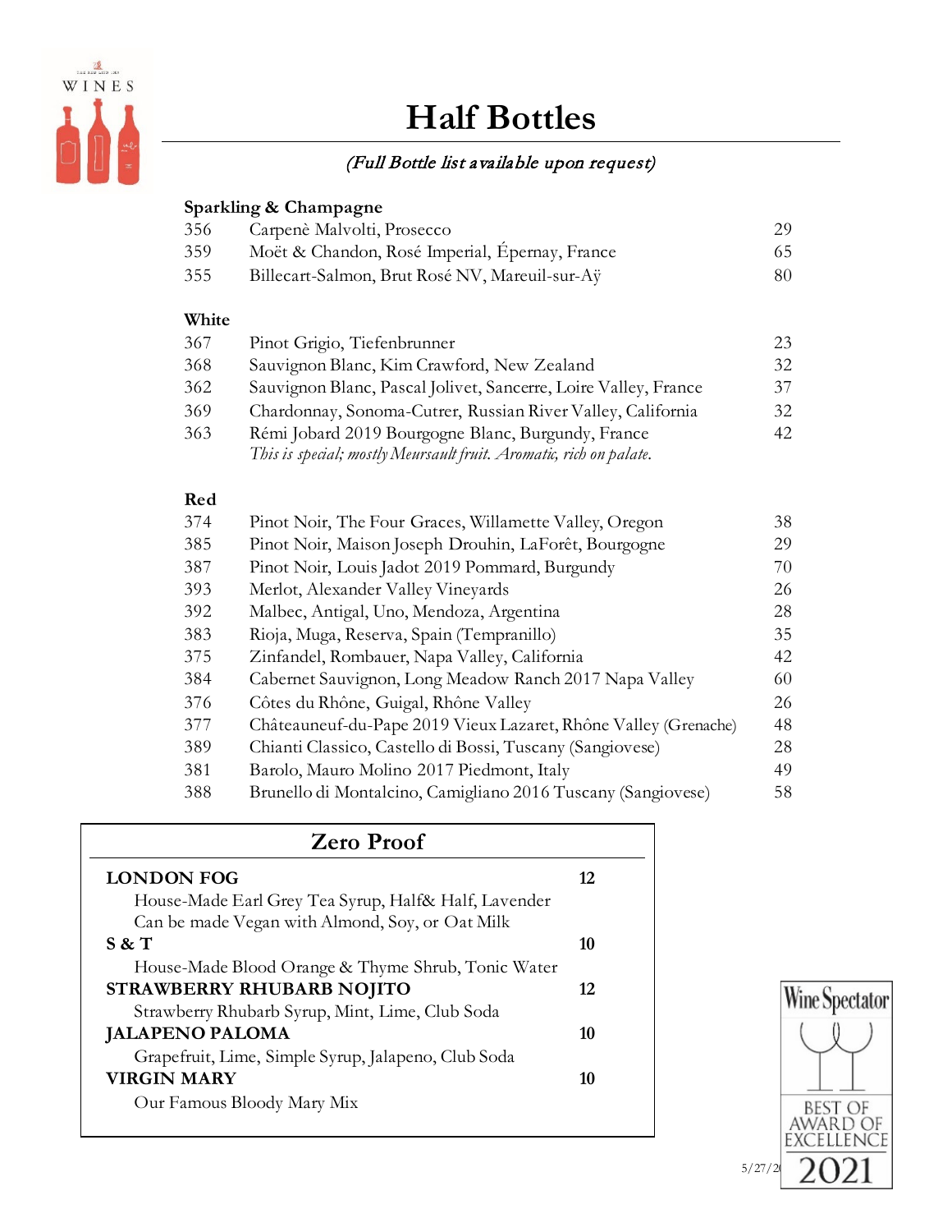# Half Bottles

*(Full Bottle list available upon request)*

### Sparkling & Champagne

| | | |
|---|---|---|
| 356 | Carpenè Malvolti, Prosecco | 29 |
| 359 | Moët & Chandon, Rosé Imperial, Épernay, France | 65 |
| 355 | Billecart-Salmon, Brut Rosé NV, Mareuil-sur-Aÿ | 80 |

### White

| | | |
|---|---|---|
| 367 | Pinot Grigio, Tiefenbrunner | 23 |
| 368 | Sauvignon Blanc, Kim Crawford, New Zealand | 32 |
| 362 | Sauvignon Blanc, Pascal Jolivet, Sancerre, Loire Valley, France | 37 |
| 369 | Chardonnay, Sonoma-Cutrer, Russian River Valley, California | 32 |
| 363 | Rémi Jobard 2019 Bourgogne Blanc, Burgundy, France<br>*This is special; mostly Meursault fruit. Aromatic, rich on palate.* | 42 |

### Red

| | | |
|---|---|---|
| 374 | Pinot Noir, The Four Graces, Willamette Valley, Oregon | 38 |
| 385 | Pinot Noir, Maison Joseph Drouhin, LaForêt, Bourgogne | 29 |
| 387 | Pinot Noir, Louis Jadot 2019 Pommard, Burgundy | 70 |
| 393 | Merlot, Alexander Valley Vineyards | 26 |
| 392 | Malbec, Antigal, Uno, Mendoza, Argentina | 28 |
| 383 | Rioja, Muga, Reserva, Spain (Tempranillo) | 35 |
| 375 | Zinfandel, Rombauer, Napa Valley, California | 42 |
| 384 | Cabernet Sauvignon, Long Meadow Ranch 2017 Napa Valley | 60 |
| 376 | Côtes du Rhône, Guigal, Rhône Valley | 26 |
| 377 | Châteauneuf-du-Pape 2019 Vieux Lazaret, Rhône Valley (Grenache) | 48 |
| 389 | Chianti Classico, Castello di Bossi, Tuscany (Sangiovese) | 28 |
| 381 | Barolo, Mauro Molino 2017 Piedmont, Italy | 49 |
| 388 | Brunello di Montalcino, Camigliano 2016 Tuscany (Sangiovese) | 58 |

## Zero Proof

**LONDON FOG** — **12**
House-Made Earl Grey Tea Syrup, Half& Half, Lavender
Can be made Vegan with Almond, Soy, or Oat Milk

**S & T** — **10**
House-Made Blood Orange & Thyme Shrub, Tonic Water

**STRAWBERRY RHUBARB NOJITO** — **12**
Strawberry Rhubarb Syrup, Mint, Lime, Club Soda

**JALAPENO PALOMA** — **10**
Grapefruit, Lime, Simple Syrup, Jalapeno, Club Soda

**VIRGIN MARY** — **10**
Our Famous Bloody Mary Mix

Wine Spectator
BEST OF AWARD OF EXCELLENCE
2021

5/27/2